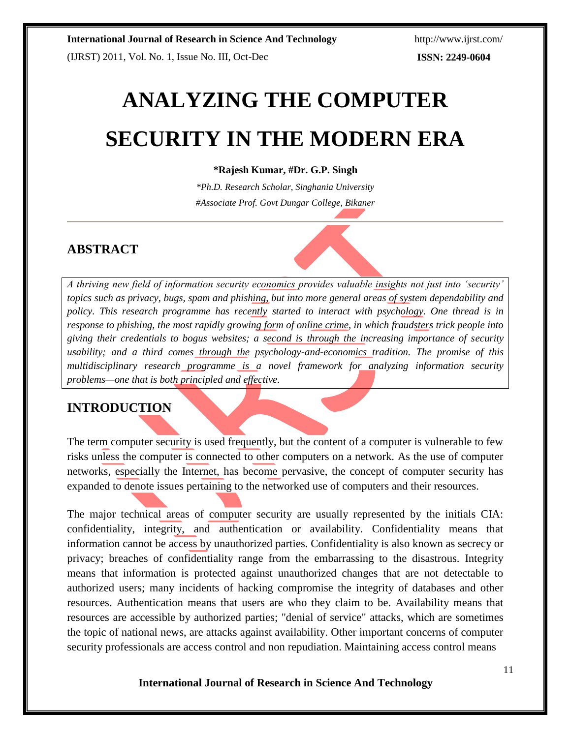# ANALYZING THE COMPUTER SECURITY IN THE MODERN ERA

**\*Rajesh Kumar, #Dr. G.P. Singh**

*\*Ph.D. Research Scholar, Singhania University*

*#Associate Prof. Govt Dungar College, Bikaner*

---

## ABSTRACT

*A thriving new field of information security economics provides valuable insights not just into 'security' topics such as privacy, bugs, spam and phishing, but into more general areas of system dependability and policy. This research programme has recently started to interact with psychology. One thread is in response to phishing, the most rapidly growing form of online crime, in which fraudsters trick people into giving their credentials to bogus websites; a second is through the increasing importance of security usability; and a third comes through the psychology-and-economics tradition. The promise of this multidisciplinary research programme is a novel framework for analyzing information security problems—one that is both principled and effective.*

## INTRODUCTION

The term computer security is used frequently, but the content of a computer is vulnerable to few risks unless the computer is connected to other computers on a network. As the use of computer networks, especially the Internet, has become pervasive, the concept of computer security has expanded to denote issues pertaining to the networked use of computers and their resources.

The major technical areas of computer security are usually represented by the initials CIA: confidentiality, integrity, and authentication or availability. Confidentiality means that information cannot be access by unauthorized parties. Confidentiality is also known as secrecy or privacy; breaches of confidentiality range from the embarrassing to the disastrous. Integrity means that information is protected against unauthorized changes that are not detectable to authorized users; many incidents of hacking compromise the integrity of databases and other resources. Authentication means that users are who they claim to be. Availability means that resources are accessible by authorized parties; "denial of service" attacks, which are sometimes the topic of national news, are attacks against availability. Other important concerns of computer security professionals are access control and non repudiation. Maintaining access control means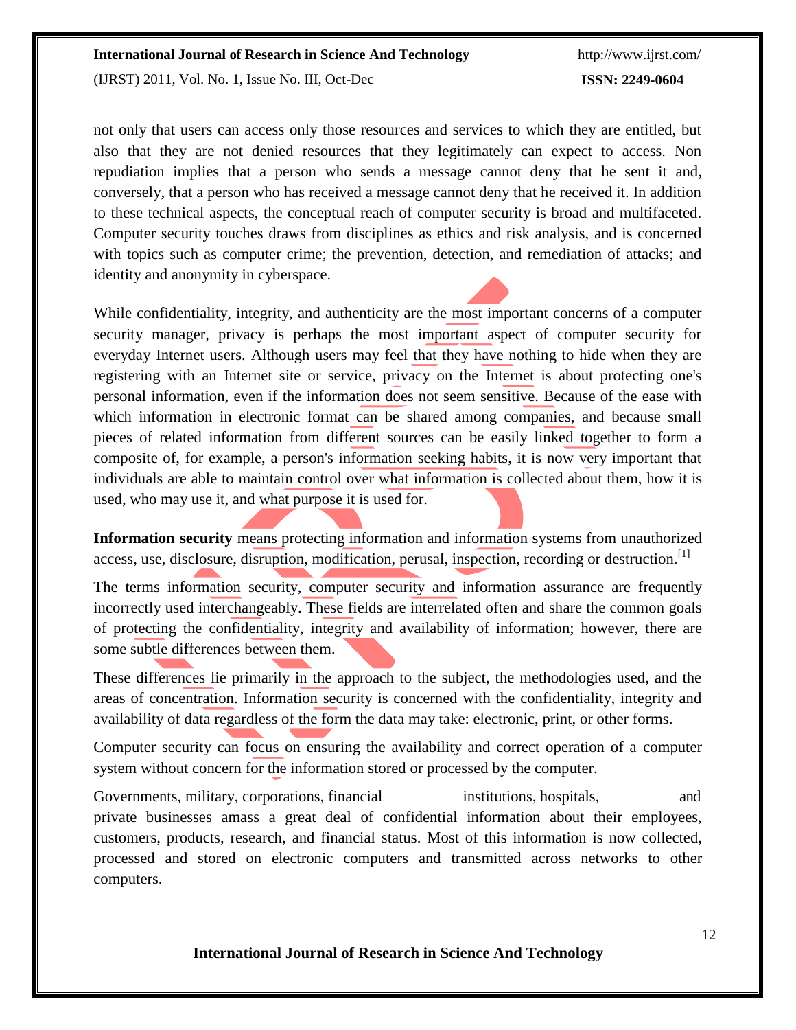not only that users can access only those resources and services to which they are entitled, but also that they are not denied resources that they legitimately can expect to access. Non repudiation implies that a person who sends a message cannot deny that he sent it and, conversely, that a person who has received a message cannot deny that he received it. In addition to these technical aspects, the conceptual reach of computer security is broad and multifaceted. Computer security touches draws from disciplines as ethics and risk analysis, and is concerned with topics such as computer crime; the prevention, detection, and remediation of attacks; and identity and anonymity in cyberspace.

While confidentiality, integrity, and authenticity are the most important concerns of a computer security manager, privacy is perhaps the most important aspect of computer security for everyday Internet users. Although users may feel that they have nothing to hide when they are registering with an Internet site or service, privacy on the Internet is about protecting one's personal information, even if the information does not seem sensitive. Because of the ease with which information in electronic format can be shared among companies, and because small pieces of related information from different sources can be easily linked together to form a composite of, for example, a person's information seeking habits, it is now very important that individuals are able to maintain control over what information is collected about them, how it is used, who may use it, and what purpose it is used for.

**Information security** means protecting information and information systems from unauthorized access, use, disclosure, disruption, modification, perusal, inspection, recording or destruction.[1]

The terms information security, computer security and information assurance are frequently incorrectly used interchangeably. These fields are interrelated often and share the common goals of protecting the confidentiality, integrity and availability of information; however, there are some subtle differences between them.

These differences lie primarily in the approach to the subject, the methodologies used, and the areas of concentration. Information security is concerned with the confidentiality, integrity and availability of data regardless of the form the data may take: electronic, print, or other forms.

Computer security can focus on ensuring the availability and correct operation of a computer system without concern for the information stored or processed by the computer.

Governments, military, corporations, financial institutions, hospitals, and private businesses amass a great deal of confidential information about their employees, customers, products, research, and financial status. Most of this information is now collected, processed and stored on electronic computers and transmitted across networks to other computers.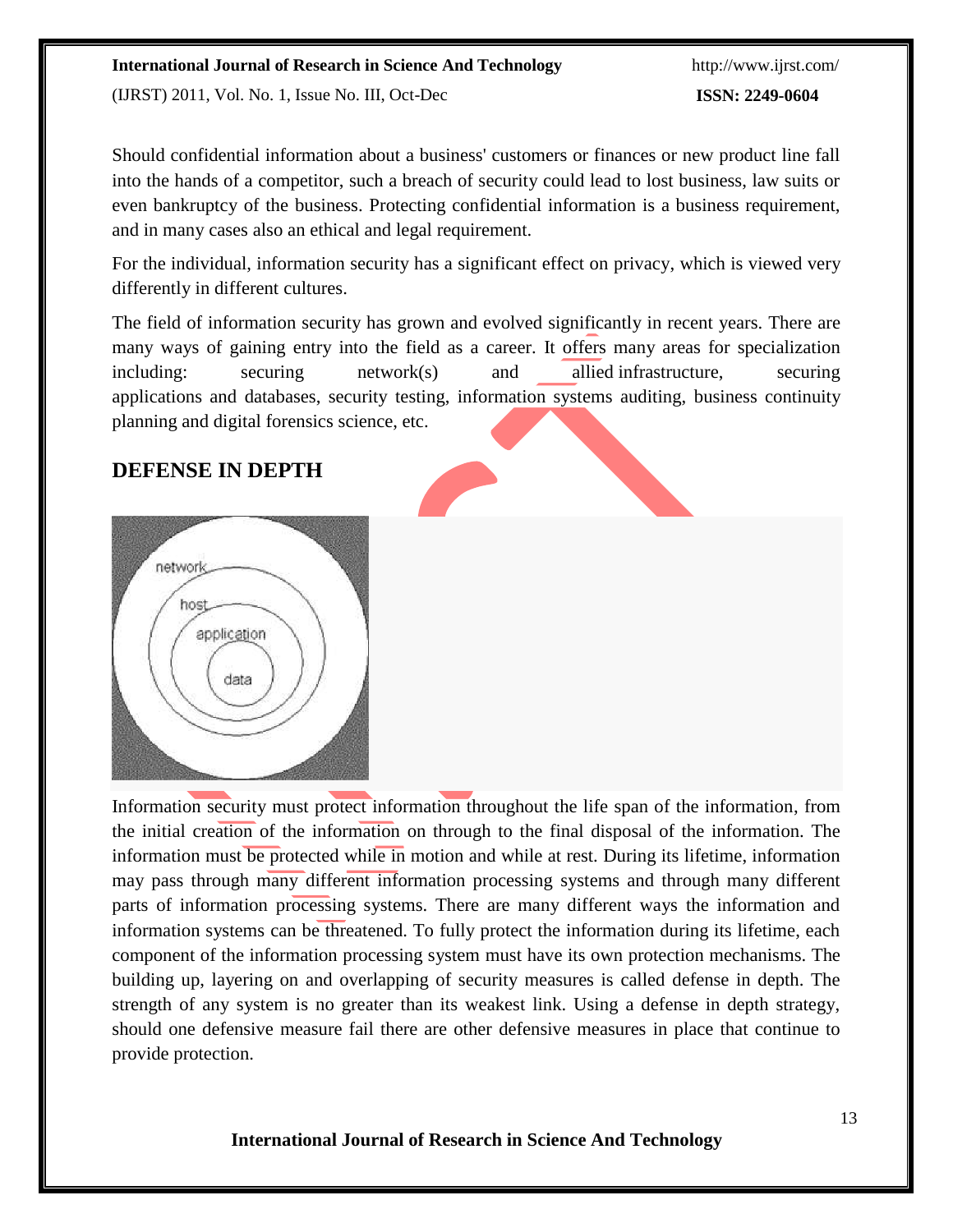Should confidential information about a business' customers or finances or new product line fall into the hands of a competitor, such a breach of security could lead to lost business, law suits or even bankruptcy of the business. Protecting confidential information is a business requirement, and in many cases also an ethical and legal requirement.

For the individual, information security has a significant effect on privacy, which is viewed very differently in different cultures.

The field of information security has grown and evolved significantly in recent years. There are many ways of gaining entry into the field as a career. It offers many areas for specialization including: securing network(s) and allied infrastructure, securing applications and databases, security testing, information systems auditing, business continuity planning and digital forensics science, etc.

## DEFENSE IN DEPTH

network
host
application
data

Information security must protect information throughout the life span of the information, from the initial creation of the information on through to the final disposal of the information. The information must be protected while in motion and while at rest. During its lifetime, information may pass through many different information processing systems and through many different parts of information processing systems. There are many different ways the information and information systems can be threatened. To fully protect the information during its lifetime, each component of the information processing system must have its own protection mechanisms. The building up, layering on and overlapping of security measures is called defense in depth. The strength of any system is no greater than its weakest link. Using a defense in depth strategy, should one defensive measure fail there are other defensive measures in place that continue to provide protection.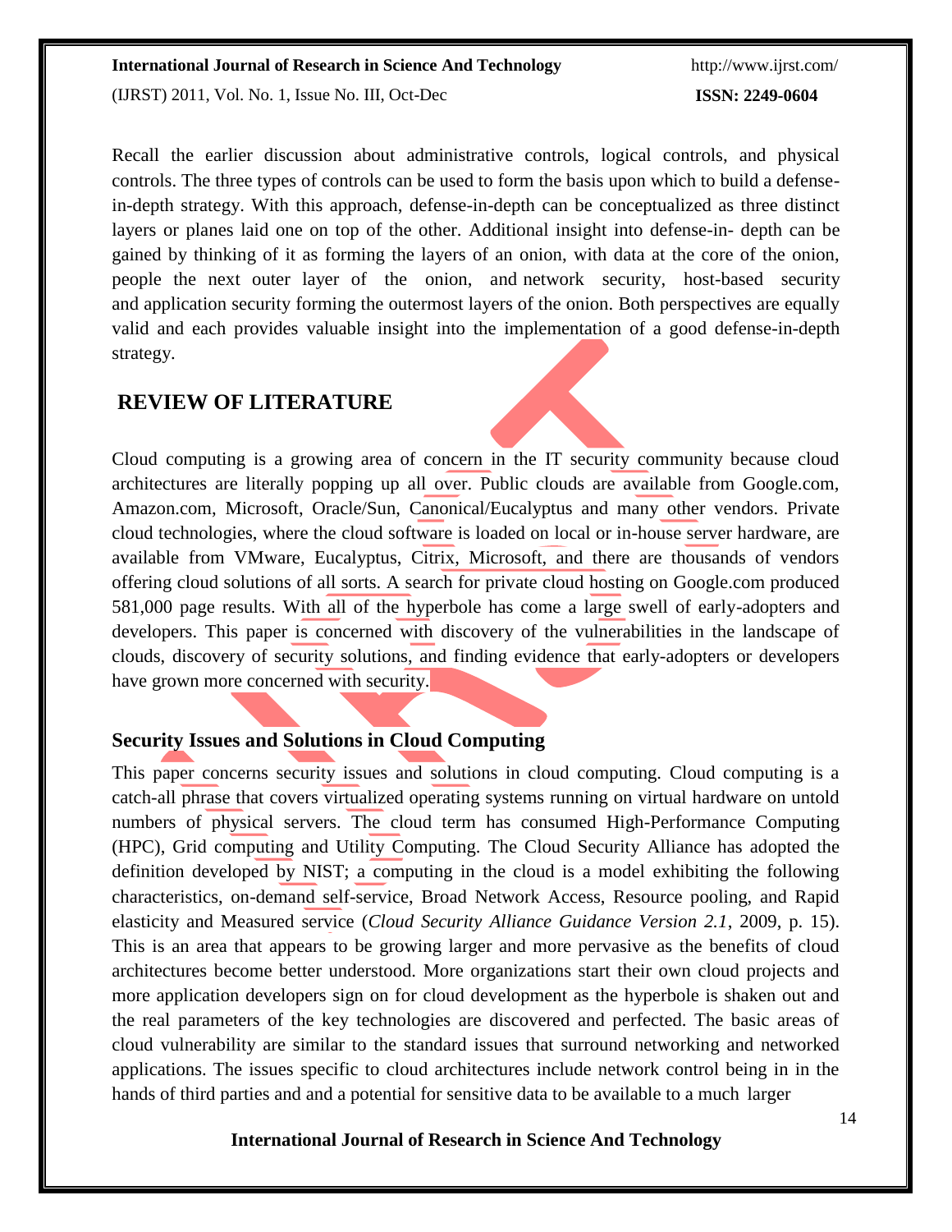Recall the earlier discussion about administrative controls, logical controls, and physical controls. The three types of controls can be used to form the basis upon which to build a defense-in-depth strategy. With this approach, defense-in-depth can be conceptualized as three distinct layers or planes laid one on top of the other. Additional insight into defense-in- depth can be gained by thinking of it as forming the layers of an onion, with data at the core of the onion, people the next outer layer of the onion, and network security, host-based security and application security forming the outermost layers of the onion. Both perspectives are equally valid and each provides valuable insight into the implementation of a good defense-in-depth strategy.

## REVIEW OF LITERATURE

Cloud computing is a growing area of concern in the IT security community because cloud architectures are literally popping up all over. Public clouds are available from Google.com, Amazon.com, Microsoft, Oracle/Sun, Canonical/Eucalyptus and many other vendors. Private cloud technologies, where the cloud software is loaded on local or in-house server hardware, are available from VMware, Eucalyptus, Citrix, Microsoft, and there are thousands of vendors offering cloud solutions of all sorts. A search for private cloud hosting on Google.com produced 581,000 page results. With all of the hyperbole has come a large swell of early-adopters and developers. This paper is concerned with discovery of the vulnerabilities in the landscape of clouds, discovery of security solutions, and finding evidence that early-adopters or developers have grown more concerned with security.

### Security Issues and Solutions in Cloud Computing

This paper concerns security issues and solutions in cloud computing. Cloud computing is a catch-all phrase that covers virtualized operating systems running on virtual hardware on untold numbers of physical servers. The cloud term has consumed High-Performance Computing (HPC), Grid computing and Utility Computing. The Cloud Security Alliance has adopted the definition developed by NIST; a computing in the cloud is a model exhibiting the following characteristics, on-demand self-service, Broad Network Access, Resource pooling, and Rapid elasticity and Measured service (*Cloud Security Alliance Guidance Version 2.1*, 2009, p. 15). This is an area that appears to be growing larger and more pervasive as the benefits of cloud architectures become better understood. More organizations start their own cloud projects and more application developers sign on for cloud development as the hyperbole is shaken out and the real parameters of the key technologies are discovered and perfected. The basic areas of cloud vulnerability are similar to the standard issues that surround networking and networked applications. The issues specific to cloud architectures include network control being in in the hands of third parties and and a potential for sensitive data to be available to a much larger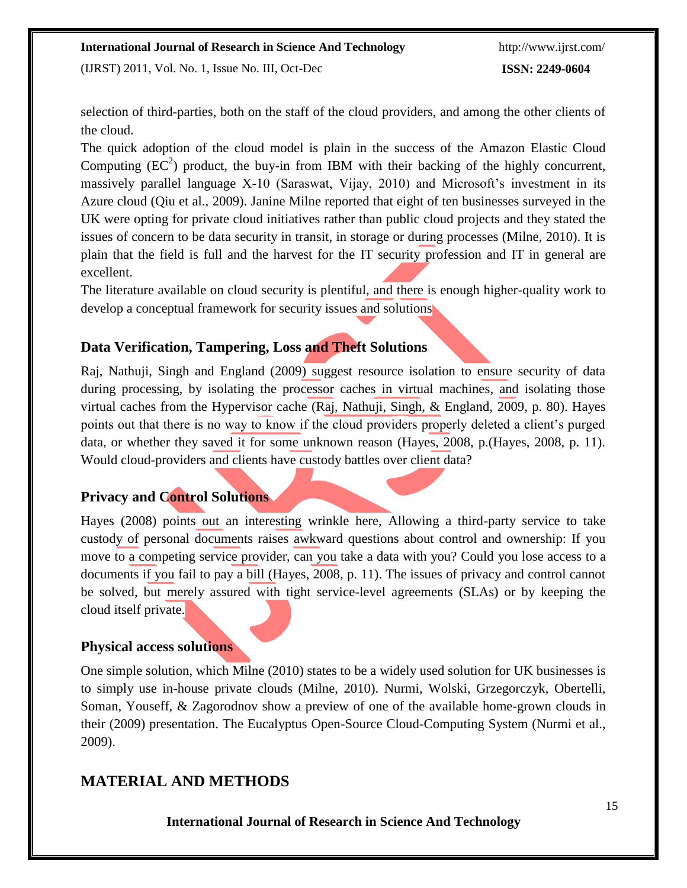selection of third-parties, both on the staff of the cloud providers, and among the other clients of the cloud.

The quick adoption of the cloud model is plain in the success of the Amazon Elastic Cloud Computing ($EC^2$) product, the buy-in from IBM with their backing of the highly concurrent, massively parallel language X-10 (Saraswat, Vijay, 2010) and Microsoft's investment in its Azure cloud (Qiu et al., 2009). Janine Milne reported that eight of ten businesses surveyed in the UK were opting for private cloud initiatives rather than public cloud projects and they stated the issues of concern to be data security in transit, in storage or during processes (Milne, 2010). It is plain that the field is full and the harvest for the IT security profession and IT in general are excellent.

The literature available on cloud security is plentiful, and there is enough higher-quality work to develop a conceptual framework for security issues and solutions

## Data Verification, Tampering, Loss and Theft Solutions

Raj, Nathuji, Singh and England (2009) suggest resource isolation to ensure security of data during processing, by isolating the processor caches in virtual machines, and isolating those virtual caches from the Hypervisor cache (Raj, Nathuji, Singh, & England, 2009, p. 80). Hayes points out that there is no way to know if the cloud providers properly deleted a client's purged data, or whether they saved it for some unknown reason (Hayes, 2008, p.(Hayes, 2008, p. 11). Would cloud-providers and clients have custody battles over client data?

## Privacy and Control Solutions

Hayes (2008) points out an interesting wrinkle here, Allowing a third-party service to take custody of personal documents raises awkward questions about control and ownership: If you move to a competing service provider, can you take a data with you? Could you lose access to a documents if you fail to pay a bill (Hayes, 2008, p. 11). The issues of privacy and control cannot be solved, but merely assured with tight service-level agreements (SLAs) or by keeping the cloud itself private.

## Physical access solutions

One simple solution, which Milne (2010) states to be a widely used solution for UK businesses is to simply use in-house private clouds (Milne, 2010). Nurmi, Wolski, Grzegorczyk, Obertelli, Soman, Youseff, & Zagorodnov show a preview of one of the available home-grown clouds in their (2009) presentation. The Eucalyptus Open-Source Cloud-Computing System (Nurmi et al., 2009).

# MATERIAL AND METHODS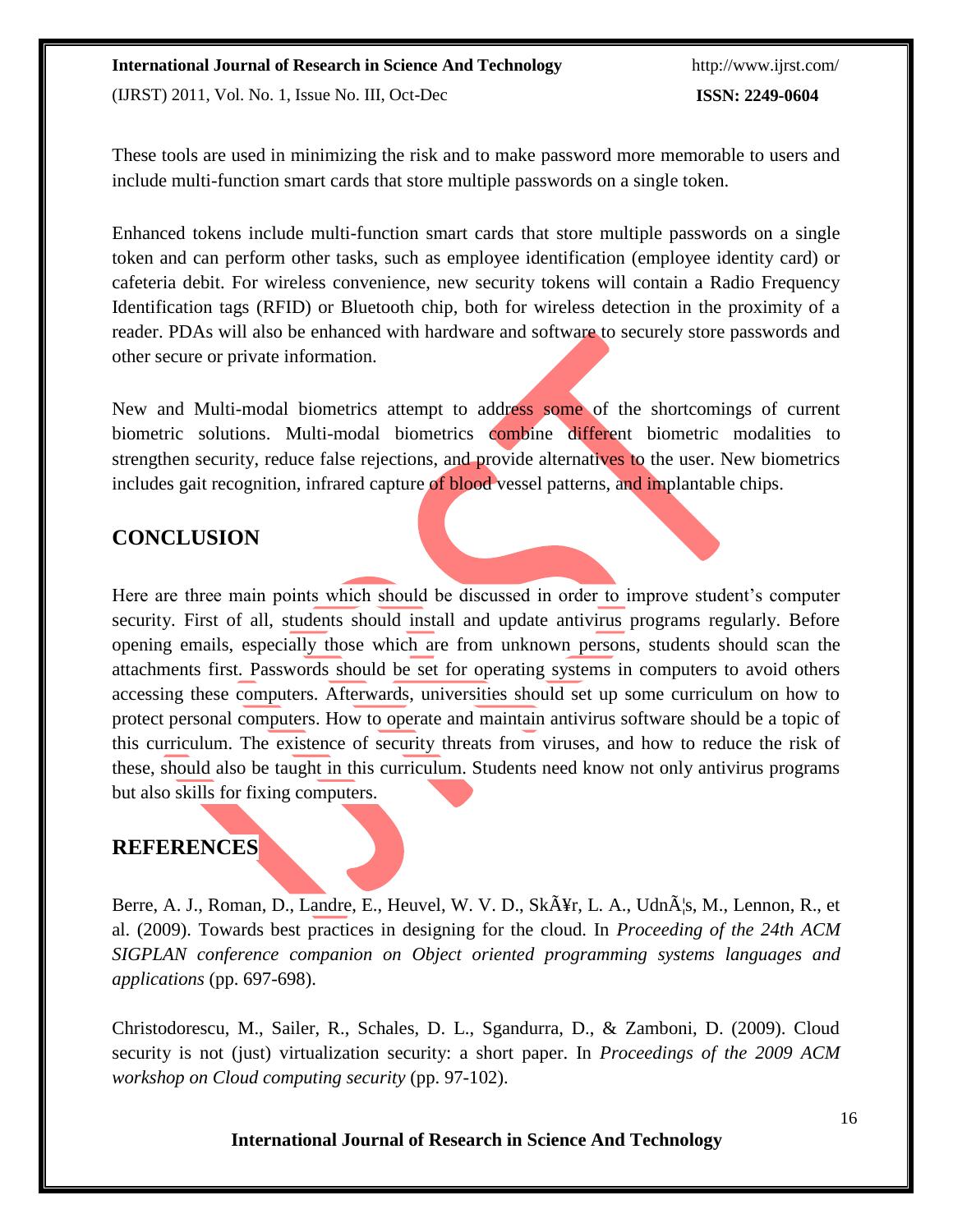These tools are used in minimizing the risk and to make password more memorable to users and include multi-function smart cards that store multiple passwords on a single token.

Enhanced tokens include multi-function smart cards that store multiple passwords on a single token and can perform other tasks, such as employee identification (employee identity card) or cafeteria debit. For wireless convenience, new security tokens will contain a Radio Frequency Identification tags (RFID) or Bluetooth chip, both for wireless detection in the proximity of a reader. PDAs will also be enhanced with hardware and software to securely store passwords and other secure or private information.

New and Multi-modal biometrics attempt to address some of the shortcomings of current biometric solutions. Multi-modal biometrics combine different biometric modalities to strengthen security, reduce false rejections, and provide alternatives to the user. New biometrics includes gait recognition, infrared capture of blood vessel patterns, and implantable chips.

## CONCLUSION

Here are three main points which should be discussed in order to improve student's computer security. First of all, students should install and update antivirus programs regularly. Before opening emails, especially those which are from unknown persons, students should scan the attachments first. Passwords should be set for operating systems in computers to avoid others accessing these computers. Afterwards, universities should set up some curriculum on how to protect personal computers. How to operate and maintain antivirus software should be a topic of this curriculum. The existence of security threats from viruses, and how to reduce the risk of these, should also be taught in this curriculum. Students need know not only antivirus programs but also skills for fixing computers.

## REFERENCES

Berre, A. J., Roman, D., Landre, E., Heuvel, W. V. D., SkÃ¥r, L. A., UdnÃ¦s, M., Lennon, R., et al. (2009). Towards best practices in designing for the cloud. In *Proceeding of the 24th ACM SIGPLAN conference companion on Object oriented programming systems languages and applications* (pp. 697-698).

Christodorescu, M., Sailer, R., Schales, D. L., Sgandurra, D., & Zamboni, D. (2009). Cloud security is not (just) virtualization security: a short paper. In *Proceedings of the 2009 ACM workshop on Cloud computing security* (pp. 97-102).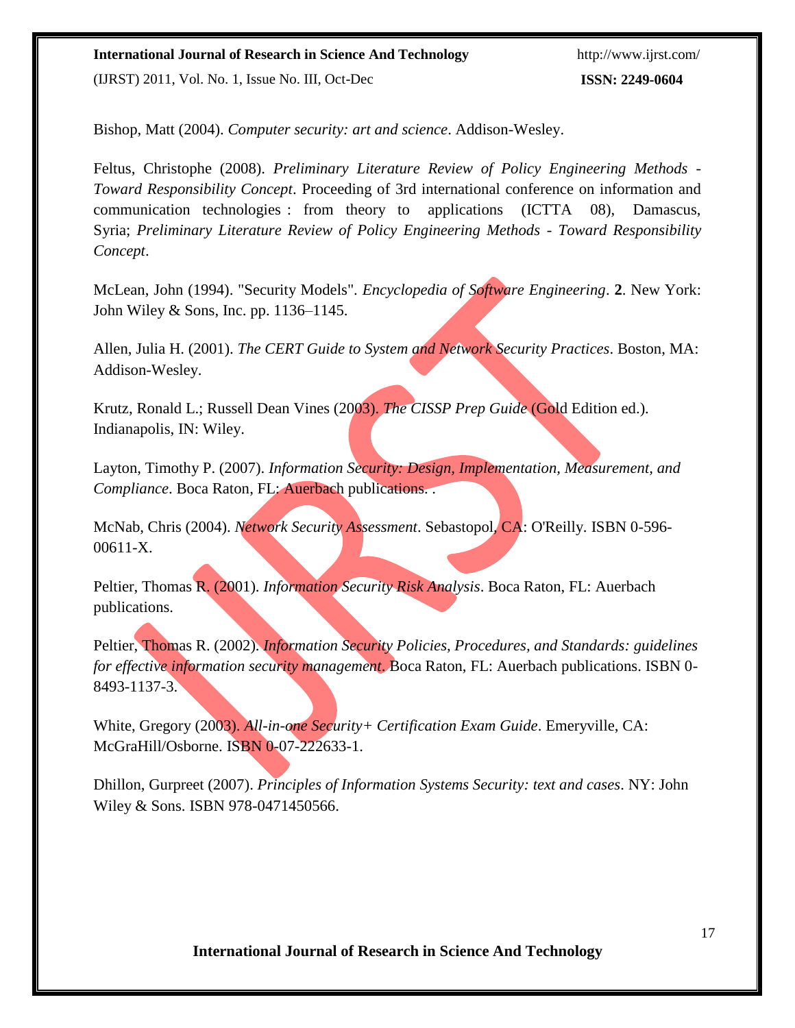Bishop, Matt (2004). *Computer security: art and science*. Addison-Wesley.

Feltus, Christophe (2008). *Preliminary Literature Review of Policy Engineering Methods - Toward Responsibility Concept*. Proceeding of 3rd international conference on information and communication technologies : from theory to applications (ICTTA 08), Damascus, Syria; *Preliminary Literature Review of Policy Engineering Methods - Toward Responsibility Concept*.

McLean, John (1994). "Security Models". *Encyclopedia of Software Engineering*. **2**. New York: John Wiley & Sons, Inc. pp. 1136–1145.

Allen, Julia H. (2001). *The CERT Guide to System and Network Security Practices*. Boston, MA: Addison-Wesley.

Krutz, Ronald L.; Russell Dean Vines (2003). *The CISSP Prep Guide* (Gold Edition ed.). Indianapolis, IN: Wiley.

Layton, Timothy P. (2007). *Information Security: Design, Implementation, Measurement, and Compliance*. Boca Raton, FL: Auerbach publications. .

McNab, Chris (2004). *Network Security Assessment*. Sebastopol, CA: O'Reilly. ISBN 0-596-00611-X.

Peltier, Thomas R. (2001). *Information Security Risk Analysis*. Boca Raton, FL: Auerbach publications.

Peltier, Thomas R. (2002). *Information Security Policies, Procedures, and Standards: guidelines for effective information security management*. Boca Raton, FL: Auerbach publications. ISBN 0-8493-1137-3.

White, Gregory (2003). *All-in-one Security+ Certification Exam Guide*. Emeryville, CA: McGraHill/Osborne. ISBN 0-07-222633-1.

Dhillon, Gurpreet (2007). *Principles of Information Systems Security: text and cases*. NY: John Wiley & Sons. ISBN 978-0471450566.